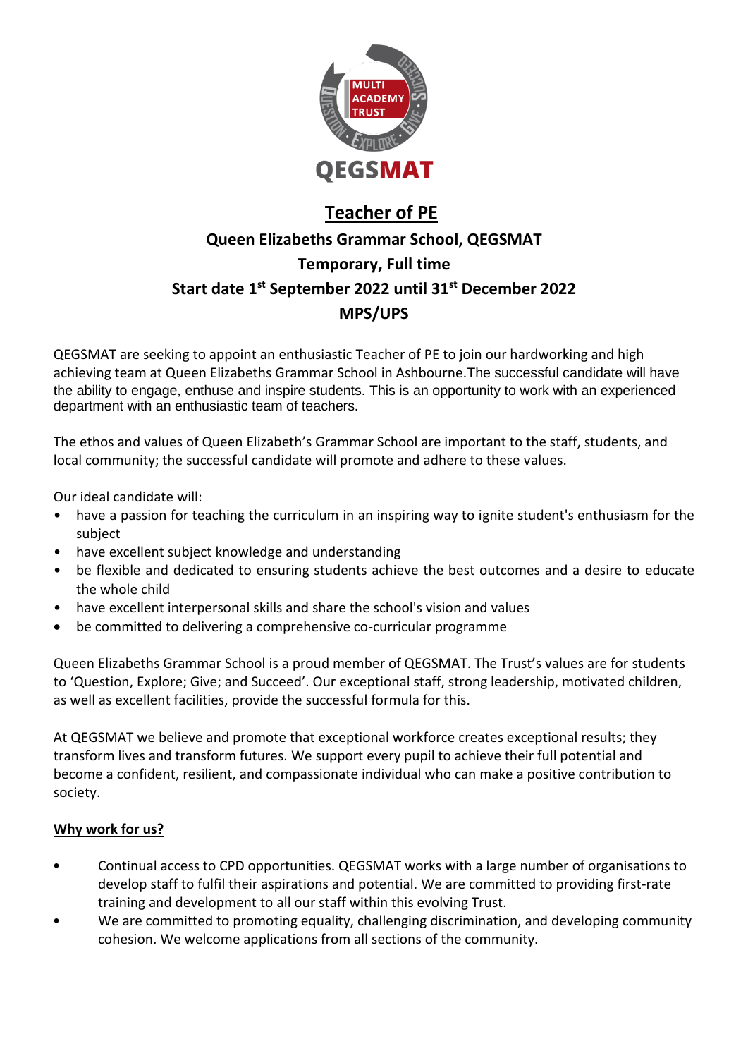# Teacher of PE

**Queen Elizabeths Grammar School, QEGSMAT**

**Temporary, Full time**

**Start date 1st September 2022 until 31st December 2022**

**MPS/UPS**

QEGSMAT are seeking to appoint an enthusiastic Teacher of PE to join our hardworking and high achieving team at Queen Elizabeths Grammar School in Ashbourne.The successful candidate will have the ability to engage, enthuse and inspire students. This is an opportunity to work with an experienced department with an enthusiastic team of teachers.

The ethos and values of Queen Elizabeth's Grammar School are important to the staff, students, and local community; the successful candidate will promote and adhere to these values.

Our ideal candidate will:

- have a passion for teaching the curriculum in an inspiring way to ignite student's enthusiasm for the subject
- have excellent subject knowledge and understanding
- be flexible and dedicated to ensuring students achieve the best outcomes and a desire to educate the whole child
- have excellent interpersonal skills and share the school's vision and values
- be committed to delivering a comprehensive co-curricular programme

Queen Elizabeths Grammar School is a proud member of QEGSMAT. The Trust's values are for students to 'Question, Explore; Give; and Succeed'. Our exceptional staff, strong leadership, motivated children, as well as excellent facilities, provide the successful formula for this.

At QEGSMAT we believe and promote that exceptional workforce creates exceptional results; they transform lives and transform futures. We support every pupil to achieve their full potential and become a confident, resilient, and compassionate individual who can make a positive contribution to society.

## Why work for us?

- Continual access to CPD opportunities. QEGSMAT works with a large number of organisations to develop staff to fulfil their aspirations and potential. We are committed to providing first-rate training and development to all our staff within this evolving Trust.
- We are committed to promoting equality, challenging discrimination, and developing community cohesion. We welcome applications from all sections of the community.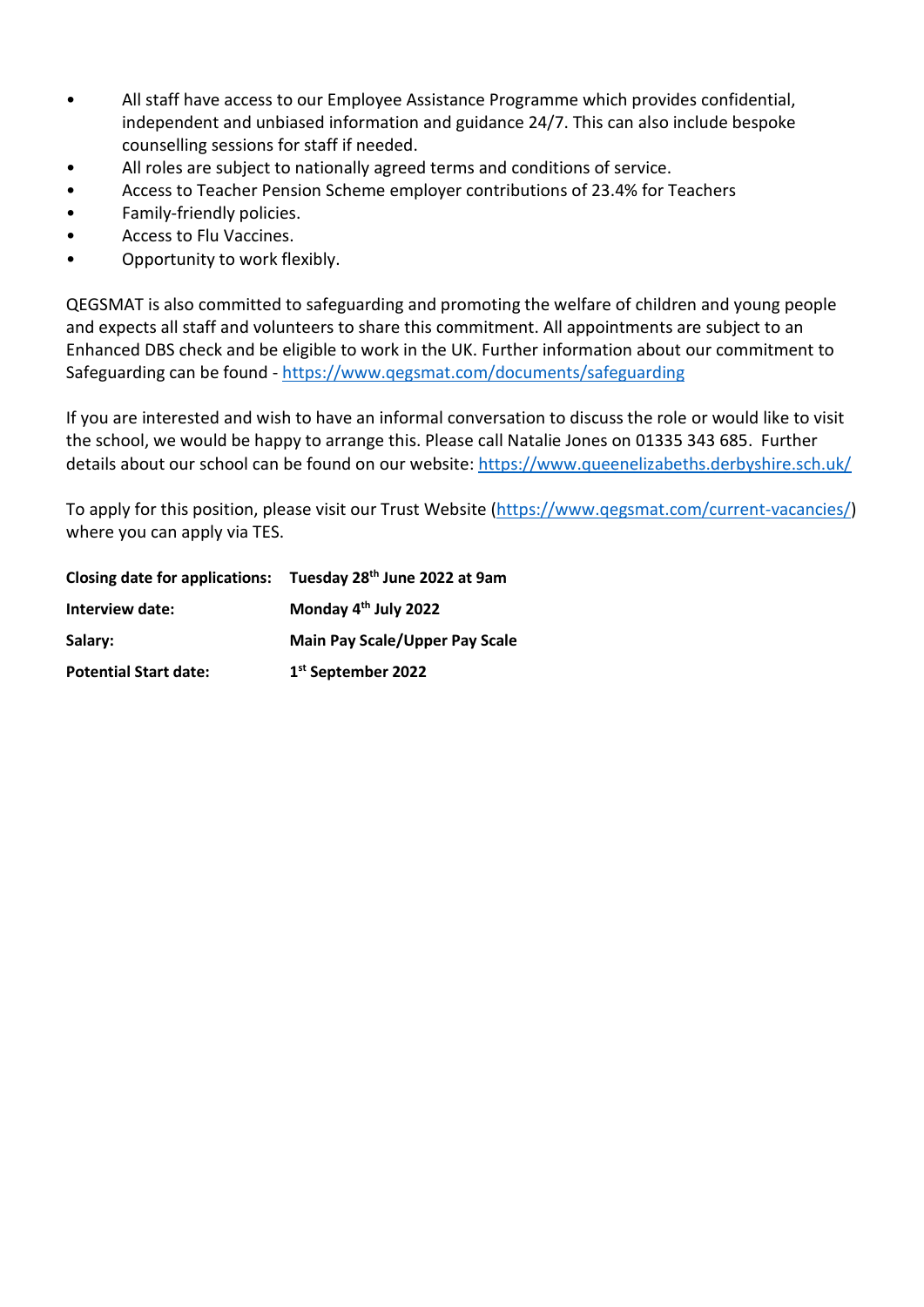- All staff have access to our Employee Assistance Programme which provides confidential, independent and unbiased information and guidance 24/7. This can also include bespoke counselling sessions for staff if needed.
- All roles are subject to nationally agreed terms and conditions of service.
- Access to Teacher Pension Scheme employer contributions of 23.4% for Teachers
- Family-friendly policies.
- Access to Flu Vaccines.
- Opportunity to work flexibly.

QEGSMAT is also committed to safeguarding and promoting the welfare of children and young people and expects all staff and volunteers to share this commitment. All appointments are subject to an Enhanced DBS check and be eligible to work in the UK. Further information about our commitment to Safeguarding can be found - https://www.qegsmat.com/documents/safeguarding

If you are interested and wish to have an informal conversation to discuss the role or would like to visit the school, we would be happy to arrange this. Please call Natalie Jones on 01335 343 685. Further details about our school can be found on our website: https://www.queenelizabeths.derbyshire.sch.uk/

To apply for this position, please visit our Trust Website (https://www.qegsmat.com/current-vacancies/) where you can apply via TES.

| | |
|---|---|
| **Closing date for applications:** | **Tuesday 28th June 2022 at 9am** |
| **Interview date:** | **Monday 4th July 2022** |
| **Salary:** | **Main Pay Scale/Upper Pay Scale** |
| **Potential Start date:** | **1st September 2022** |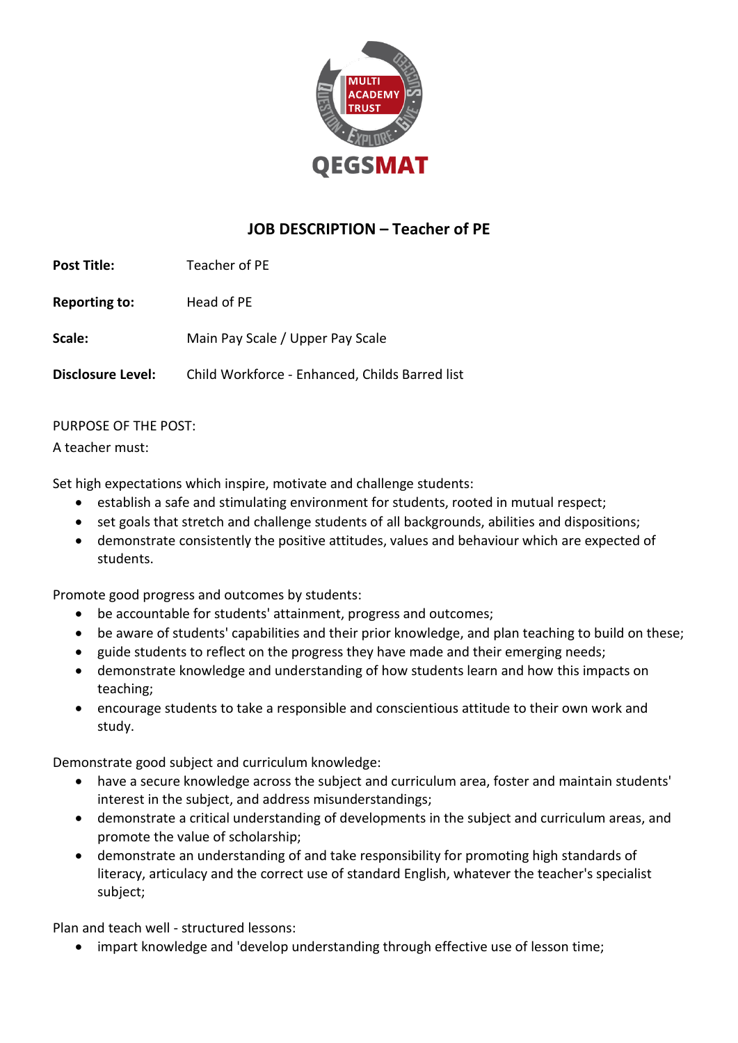# JOB DESCRIPTION – Teacher of PE

**Post Title:** Teacher of PE

**Reporting to:** Head of PE

**Scale:** Main Pay Scale / Upper Pay Scale

**Disclosure Level:** Child Workforce - Enhanced, Childs Barred list

PURPOSE OF THE POST:

A teacher must:

Set high expectations which inspire, motivate and challenge students:

- establish a safe and stimulating environment for students, rooted in mutual respect;
- set goals that stretch and challenge students of all backgrounds, abilities and dispositions;
- demonstrate consistently the positive attitudes, values and behaviour which are expected of students.

Promote good progress and outcomes by students:

- be accountable for students' attainment, progress and outcomes;
- be aware of students' capabilities and their prior knowledge, and plan teaching to build on these;
- guide students to reflect on the progress they have made and their emerging needs;
- demonstrate knowledge and understanding of how students learn and how this impacts on teaching;
- encourage students to take a responsible and conscientious attitude to their own work and study.

Demonstrate good subject and curriculum knowledge:

- have a secure knowledge across the subject and curriculum area, foster and maintain students' interest in the subject, and address misunderstandings;
- demonstrate a critical understanding of developments in the subject and curriculum areas, and promote the value of scholarship;
- demonstrate an understanding of and take responsibility for promoting high standards of literacy, articulacy and the correct use of standard English, whatever the teacher's specialist subject;

Plan and teach well - structured lessons:

- impart knowledge and 'develop understanding through effective use of lesson time;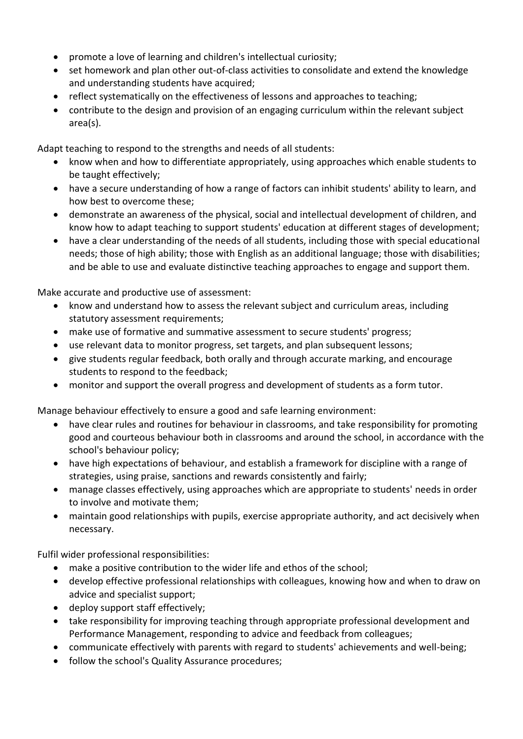- promote a love of learning and children's intellectual curiosity;
- set homework and plan other out-of-class activities to consolidate and extend the knowledge and understanding students have acquired;
- reflect systematically on the effectiveness of lessons and approaches to teaching;
- contribute to the design and provision of an engaging curriculum within the relevant subject area(s).

Adapt teaching to respond to the strengths and needs of all students:

- know when and how to differentiate appropriately, using approaches which enable students to be taught effectively;
- have a secure understanding of how a range of factors can inhibit students' ability to learn, and how best to overcome these;
- demonstrate an awareness of the physical, social and intellectual development of children, and know how to adapt teaching to support students' education at different stages of development;
- have a clear understanding of the needs of all students, including those with special educational needs; those of high ability; those with English as an additional language; those with disabilities; and be able to use and evaluate distinctive teaching approaches to engage and support them.

Make accurate and productive use of assessment:

- know and understand how to assess the relevant subject and curriculum areas, including statutory assessment requirements;
- make use of formative and summative assessment to secure students' progress;
- use relevant data to monitor progress, set targets, and plan subsequent lessons;
- give students regular feedback, both orally and through accurate marking, and encourage students to respond to the feedback;
- monitor and support the overall progress and development of students as a form tutor.

Manage behaviour effectively to ensure a good and safe learning environment:

- have clear rules and routines for behaviour in classrooms, and take responsibility for promoting good and courteous behaviour both in classrooms and around the school, in accordance with the school's behaviour policy;
- have high expectations of behaviour, and establish a framework for discipline with a range of strategies, using praise, sanctions and rewards consistently and fairly;
- manage classes effectively, using approaches which are appropriate to students' needs in order to involve and motivate them;
- maintain good relationships with pupils, exercise appropriate authority, and act decisively when necessary.

Fulfil wider professional responsibilities:

- make a positive contribution to the wider life and ethos of the school;
- develop effective professional relationships with colleagues, knowing how and when to draw on advice and specialist support;
- deploy support staff effectively;
- take responsibility for improving teaching through appropriate professional development and Performance Management, responding to advice and feedback from colleagues;
- communicate effectively with parents with regard to students' achievements and well-being;
- follow the school's Quality Assurance procedures;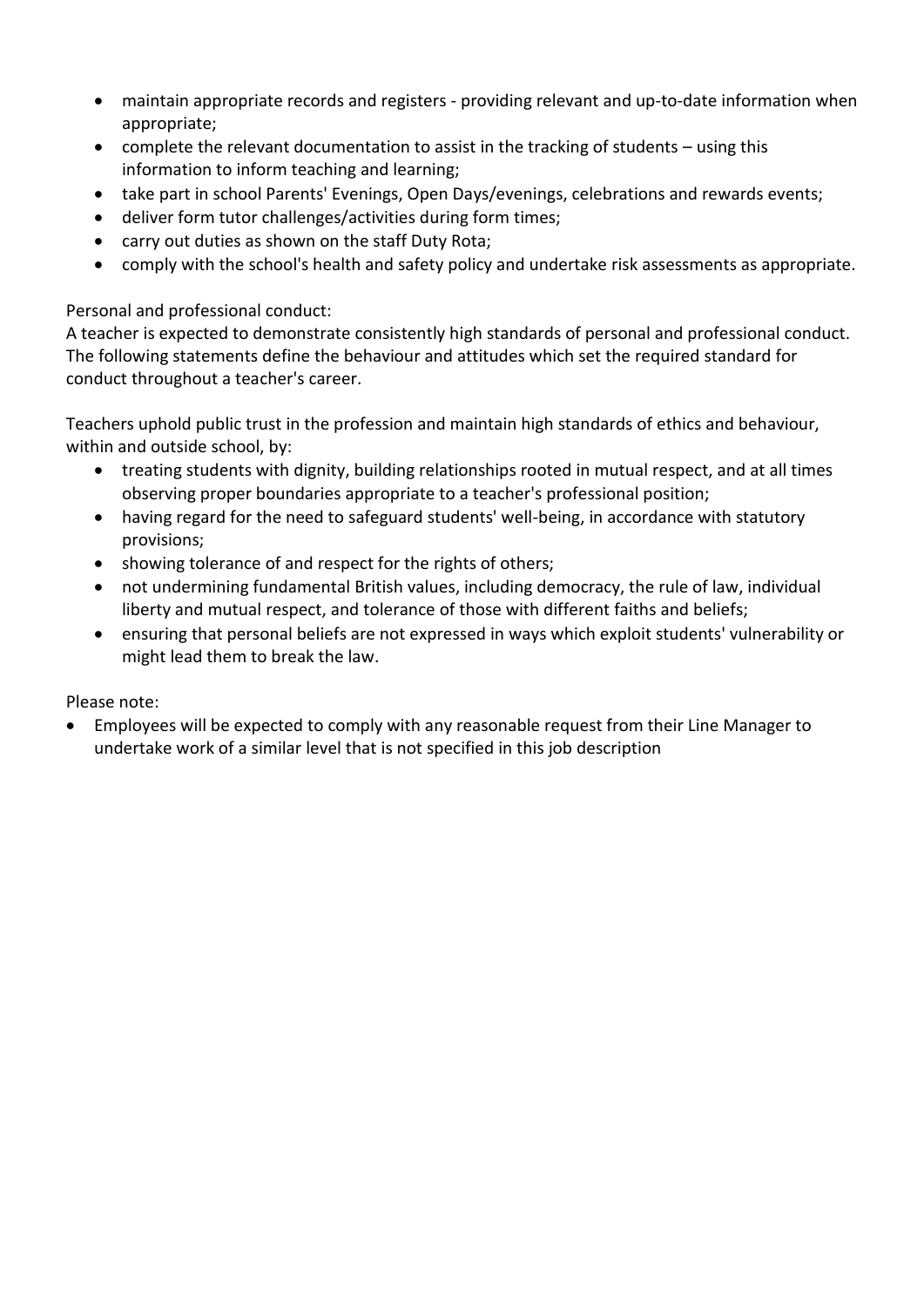- maintain appropriate records and registers - providing relevant and up-to-date information when appropriate;
- complete the relevant documentation to assist in the tracking of students – using this information to inform teaching and learning;
- take part in school Parents' Evenings, Open Days/evenings, celebrations and rewards events;
- deliver form tutor challenges/activities during form times;
- carry out duties as shown on the staff Duty Rota;
- comply with the school's health and safety policy and undertake risk assessments as appropriate.

Personal and professional conduct:
A teacher is expected to demonstrate consistently high standards of personal and professional conduct. The following statements define the behaviour and attitudes which set the required standard for conduct throughout a teacher's career.

Teachers uphold public trust in the profession and maintain high standards of ethics and behaviour, within and outside school, by:

- treating students with dignity, building relationships rooted in mutual respect, and at all times observing proper boundaries appropriate to a teacher's professional position;
- having regard for the need to safeguard students' well-being, in accordance with statutory provisions;
- showing tolerance of and respect for the rights of others;
- not undermining fundamental British values, including democracy, the rule of law, individual liberty and mutual respect, and tolerance of those with different faiths and beliefs;
- ensuring that personal beliefs are not expressed in ways which exploit students' vulnerability or might lead them to break the law.

Please note:

- Employees will be expected to comply with any reasonable request from their Line Manager to undertake work of a similar level that is not specified in this job description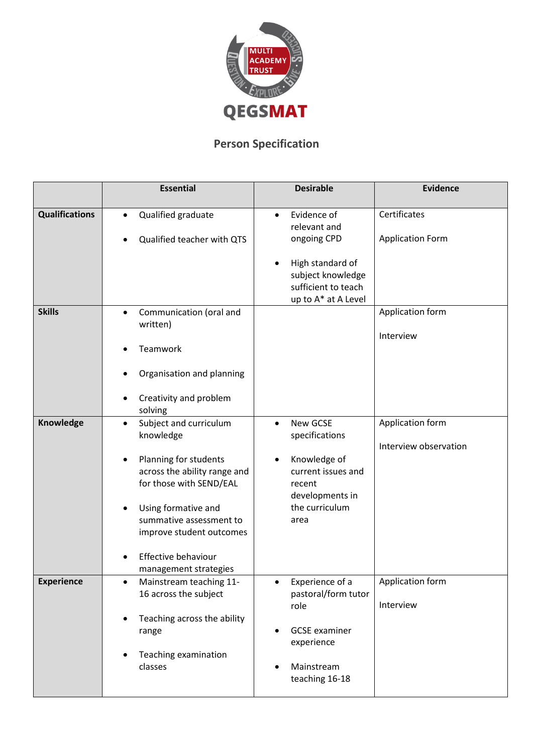QEGSMAT

## Person Specification

| | Essential | Desirable | Evidence |
|---|---|---|---|
| **Qualifications** | • Qualified graduate<br>• Qualified teacher with QTS | • Evidence of relevant and ongoing CPD<br>• High standard of subject knowledge sufficient to teach up to A* at A Level | Certificates<br>Application Form |
| **Skills** | • Communication (oral and written)<br>• Teamwork<br>• Organisation and planning<br>• Creativity and problem solving | | Application form<br>Interview |
| **Knowledge** | • Subject and curriculum knowledge<br>• Planning for students across the ability range and for those with SEND/EAL<br>• Using formative and summative assessment to improve student outcomes<br>• Effective behaviour management strategies | • New GCSE specifications<br>• Knowledge of current issues and recent developments in the curriculum area | Application form<br>Interview observation |
| **Experience** | • Mainstream teaching 11-16 across the subject<br>• Teaching across the ability range<br>• Teaching examination classes | • Experience of a pastoral/form tutor role<br>• GCSE examiner experience<br>• Mainstream teaching 16-18 | Application form<br>Interview |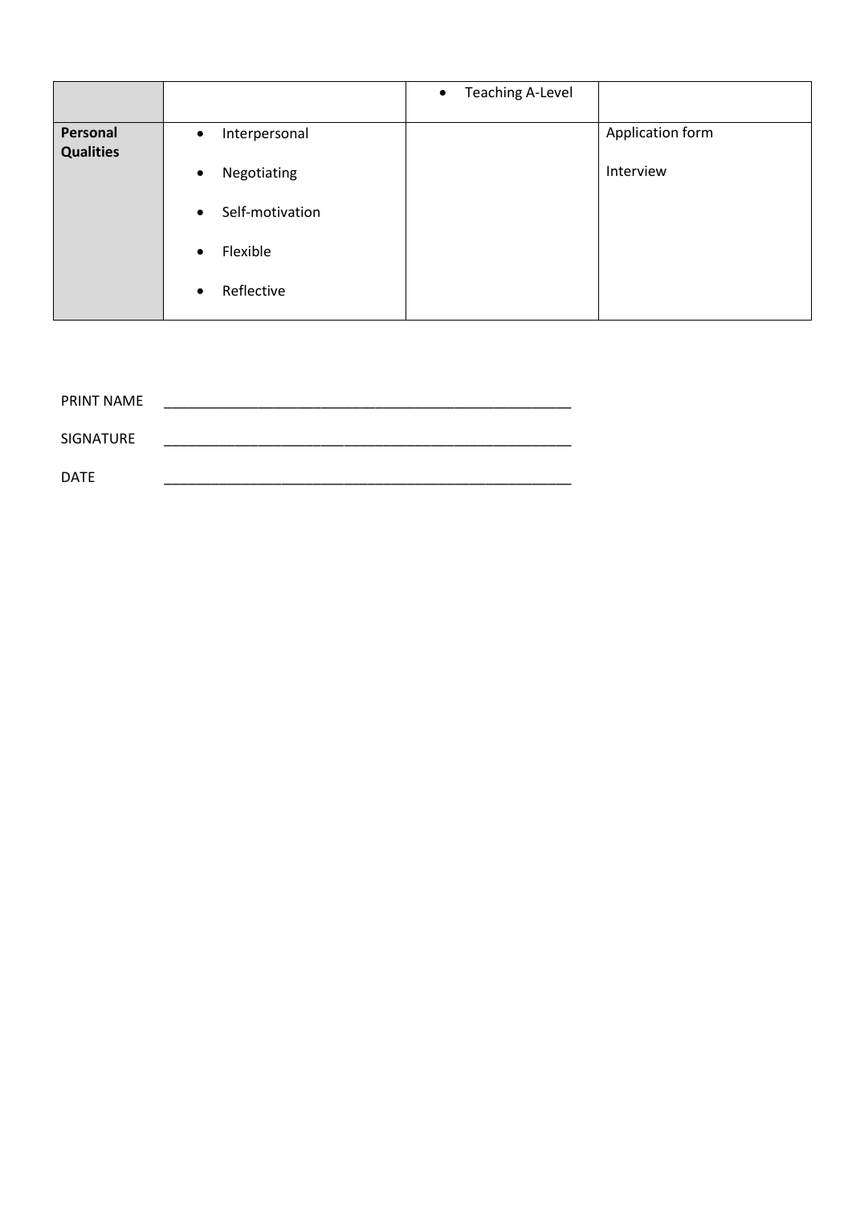| | | | |
|---|---|---|---|
| | | • Teaching A-Level | |
| **Personal Qualities** | • Interpersonal<br>• Negotiating<br>• Self-motivation<br>• Flexible<br>• Reflective | | Application form<br><br>Interview |

PRINT NAME \_\_\_\_\_\_\_\_\_\_\_\_\_\_\_\_\_\_\_\_\_\_\_\_\_\_\_\_\_\_\_\_\_\_\_\_\_\_\_\_\_\_\_\_\_\_\_\_\_\_\_\_

SIGNATURE \_\_\_\_\_\_\_\_\_\_\_\_\_\_\_\_\_\_\_\_\_\_\_\_\_\_\_\_\_\_\_\_\_\_\_\_\_\_\_\_\_\_\_\_\_\_\_\_\_\_\_\_

DATE \_\_\_\_\_\_\_\_\_\_\_\_\_\_\_\_\_\_\_\_\_\_\_\_\_\_\_\_\_\_\_\_\_\_\_\_\_\_\_\_\_\_\_\_\_\_\_\_\_\_\_\_